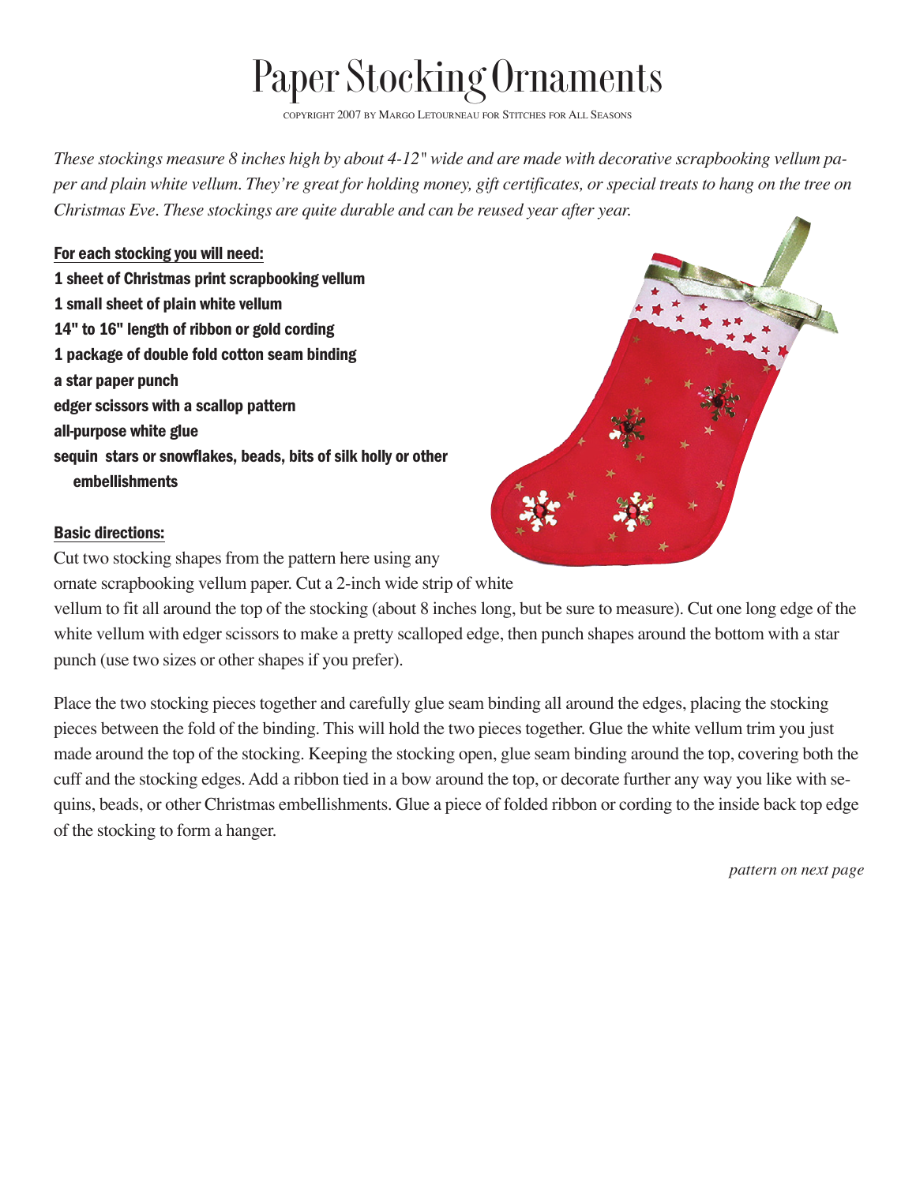# Paper Stocking Ornaments

COPYRIGHT 2007 BY MARGO LETOURNEAU FOR STITCHES FOR ALL SEASONS

*These stockings measure 8 inches high by about 4-12" wide and are made with decorative scrapbooking vellum paper and plain white vellum. They're great for holding money, gift certificates, or special treats to hang on the tree on Christmas Eve. These stockings are quite durable and can be reused year after year.*

**For each stocking you will need:**

**1 sheet of Christmas print scrapbooking vellum**
**1 small sheet of plain white vellum**
**14" to 16" length of ribbon or gold cording**
**1 package of double fold cotton seam binding**
**a star paper punch**
**edger scissors with a scallop pattern**
**all-purpose white glue**
**sequin stars or snowflakes, beads, bits of silk holly or other embellishments**

**Basic directions:**

Cut two stocking shapes from the pattern here using any ornate scrapbooking vellum paper. Cut a 2-inch wide strip of white vellum to fit all around the top of the stocking (about 8 inches long, but be sure to measure). Cut one long edge of the white vellum with edger scissors to make a pretty scalloped edge, then punch shapes around the bottom with a star punch (use two sizes or other shapes if you prefer).

Place the two stocking pieces together and carefully glue seam binding all around the edges, placing the stocking pieces between the fold of the binding. This will hold the two pieces together. Glue the white vellum trim you just made around the top of the stocking. Keeping the stocking open, glue seam binding around the top, covering both the cuff and the stocking edges. Add a ribbon tied in a bow around the top, or decorate further any way you like with sequins, beads, or other Christmas embellishments. Glue a piece of folded ribbon or cording to the inside back top edge of the stocking to form a hanger.

*pattern on next page*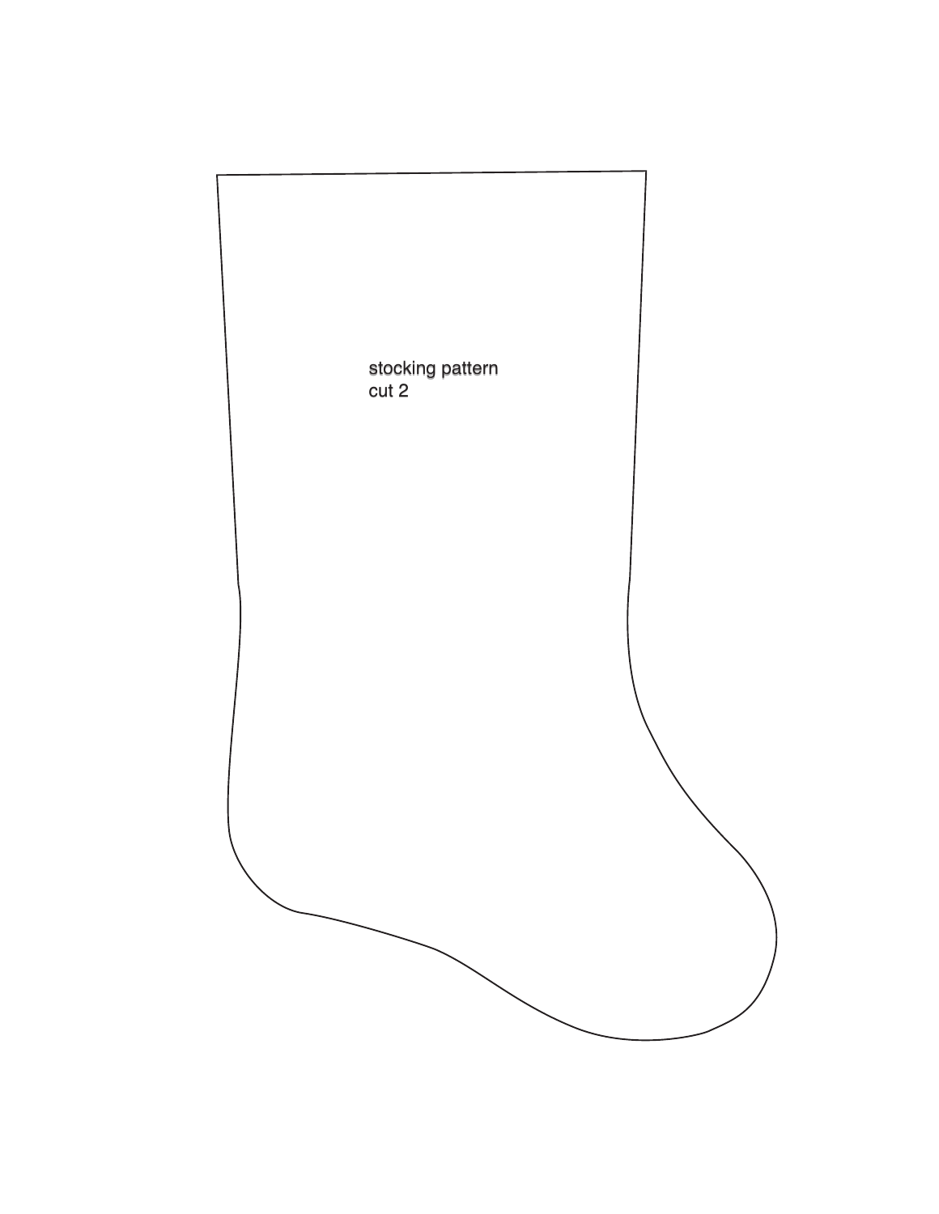stocking pattern
cut 2